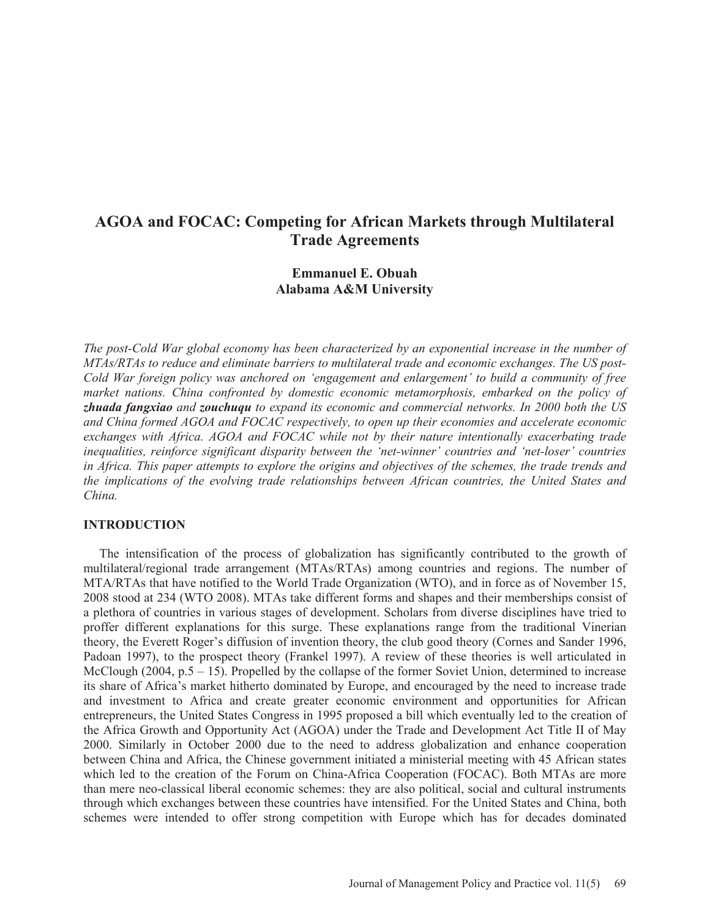# AGOA and FOCAC: Competing for African Markets through Multilateral Trade Agreements

**Emmanuel E. Obuah**
**Alabama A&M University**

*The post-Cold War global economy has been characterized by an exponential increase in the number of MTAs/RTAs to reduce and eliminate barriers to multilateral trade and economic exchanges. The US post-Cold War foreign policy was anchored on 'engagement and enlargement' to build a community of free market nations. China confronted by domestic economic metamorphosis, embarked on the policy of* ***zhuada fangxiao*** *and* ***zouchuqu*** *to expand its economic and commercial networks. In 2000 both the US and China formed AGOA and FOCAC respectively, to open up their economies and accelerate economic exchanges with Africa. AGOA and FOCAC while not by their nature intentionally exacerbating trade inequalities, reinforce significant disparity between the 'net-winner' countries and 'net-loser' countries in Africa. This paper attempts to explore the origins and objectives of the schemes, the trade trends and the implications of the evolving trade relationships between African countries, the United States and China.*

## INTRODUCTION

The intensification of the process of globalization has significantly contributed to the growth of multilateral/regional trade arrangement (MTAs/RTAs) among countries and regions. The number of MTA/RTAs that have notified to the World Trade Organization (WTO), and in force as of November 15, 2008 stood at 234 (WTO 2008). MTAs take different forms and shapes and their memberships consist of a plethora of countries in various stages of development. Scholars from diverse disciplines have tried to proffer different explanations for this surge. These explanations range from the traditional Vinerian theory, the Everett Roger's diffusion of invention theory, the club good theory (Cornes and Sander 1996, Padoan 1997), to the prospect theory (Frankel 1997). A review of these theories is well articulated in McClough (2004, p.5 – 15). Propelled by the collapse of the former Soviet Union, determined to increase its share of Africa's market hitherto dominated by Europe, and encouraged by the need to increase trade and investment to Africa and create greater economic environment and opportunities for African entrepreneurs, the United States Congress in 1995 proposed a bill which eventually led to the creation of the Africa Growth and Opportunity Act (AGOA) under the Trade and Development Act Title II of May 2000. Similarly in October 2000 due to the need to address globalization and enhance cooperation between China and Africa, the Chinese government initiated a ministerial meeting with 45 African states which led to the creation of the Forum on China-Africa Cooperation (FOCAC). Both MTAs are more than mere neo-classical liberal economic schemes: they are also political, social and cultural instruments through which exchanges between these countries have intensified. For the United States and China, both schemes were intended to offer strong competition with Europe which has for decades dominated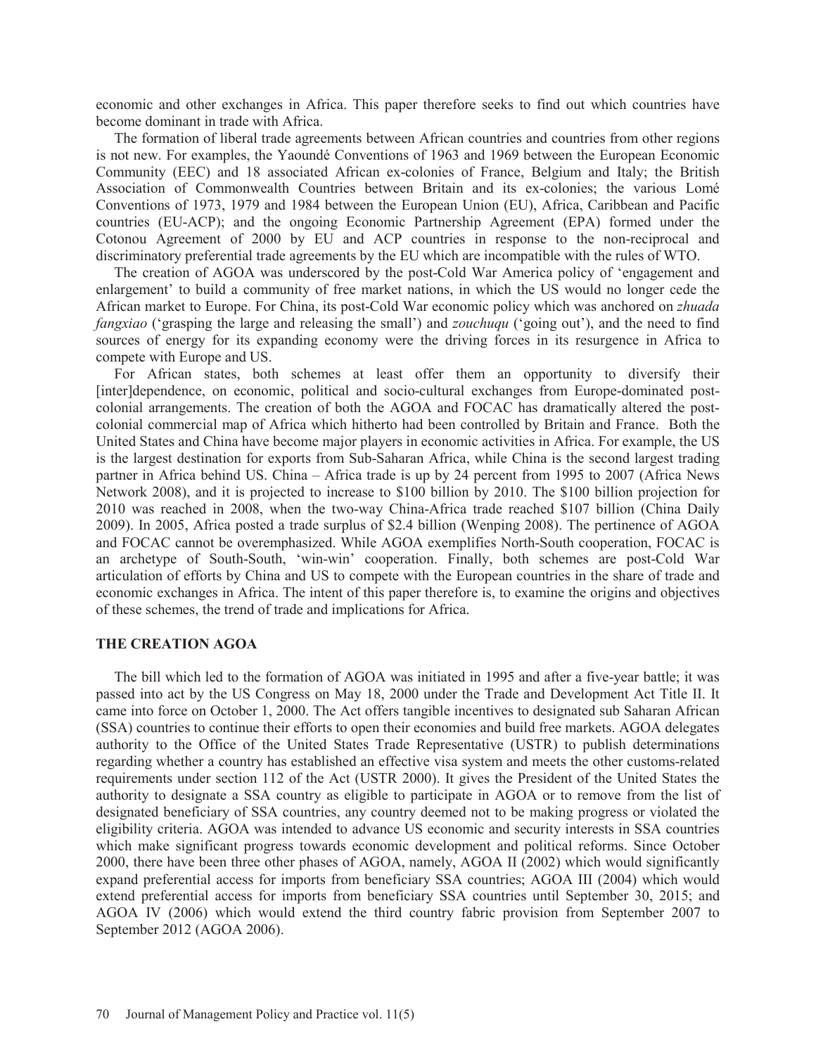economic and other exchanges in Africa. This paper therefore seeks to find out which countries have become dominant in trade with Africa.

The formation of liberal trade agreements between African countries and countries from other regions is not new. For examples, the Yaoundé Conventions of 1963 and 1969 between the European Economic Community (EEC) and 18 associated African ex-colonies of France, Belgium and Italy; the British Association of Commonwealth Countries between Britain and its ex-colonies; the various Lomé Conventions of 1973, 1979 and 1984 between the European Union (EU), Africa, Caribbean and Pacific countries (EU-ACP); and the ongoing Economic Partnership Agreement (EPA) formed under the Cotonou Agreement of 2000 by EU and ACP countries in response to the non-reciprocal and discriminatory preferential trade agreements by the EU which are incompatible with the rules of WTO.

The creation of AGOA was underscored by the post-Cold War America policy of 'engagement and enlargement' to build a community of free market nations, in which the US would no longer cede the African market to Europe. For China, its post-Cold War economic policy which was anchored on *zhuada fangxiao* ('grasping the large and releasing the small') and *zouchuqu* ('going out'), and the need to find sources of energy for its expanding economy were the driving forces in its resurgence in Africa to compete with Europe and US.

For African states, both schemes at least offer them an opportunity to diversify their [inter]dependence, on economic, political and socio-cultural exchanges from Europe-dominated post-colonial arrangements. The creation of both the AGOA and FOCAC has dramatically altered the post-colonial commercial map of Africa which hitherto had been controlled by Britain and France. Both the United States and China have become major players in economic activities in Africa. For example, the US is the largest destination for exports from Sub-Saharan Africa, while China is the second largest trading partner in Africa behind US. China – Africa trade is up by 24 percent from 1995 to 2007 (Africa News Network 2008), and it is projected to increase to $100 billion by 2010. The $100 billion projection for 2010 was reached in 2008, when the two-way China-Africa trade reached $107 billion (China Daily 2009). In 2005, Africa posted a trade surplus of $2.4 billion (Wenping 2008). The pertinence of AGOA and FOCAC cannot be overemphasized. While AGOA exemplifies North-South cooperation, FOCAC is an archetype of South-South, 'win-win' cooperation. Finally, both schemes are post-Cold War articulation of efforts by China and US to compete with the European countries in the share of trade and economic exchanges in Africa. The intent of this paper therefore is, to examine the origins and objectives of these schemes, the trend of trade and implications for Africa.

## THE CREATION AGOA

The bill which led to the formation of AGOA was initiated in 1995 and after a five-year battle; it was passed into act by the US Congress on May 18, 2000 under the Trade and Development Act Title II. It came into force on October 1, 2000. The Act offers tangible incentives to designated sub Saharan African (SSA) countries to continue their efforts to open their economies and build free markets. AGOA delegates authority to the Office of the United States Trade Representative (USTR) to publish determinations regarding whether a country has established an effective visa system and meets the other customs-related requirements under section 112 of the Act (USTR 2000). It gives the President of the United States the authority to designate a SSA country as eligible to participate in AGOA or to remove from the list of designated beneficiary of SSA countries, any country deemed not to be making progress or violated the eligibility criteria. AGOA was intended to advance US economic and security interests in SSA countries which make significant progress towards economic development and political reforms. Since October 2000, there have been three other phases of AGOA, namely, AGOA II (2002) which would significantly expand preferential access for imports from beneficiary SSA countries; AGOA III (2004) which would extend preferential access for imports from beneficiary SSA countries until September 30, 2015; and AGOA IV (2006) which would extend the third country fabric provision from September 2007 to September 2012 (AGOA 2006).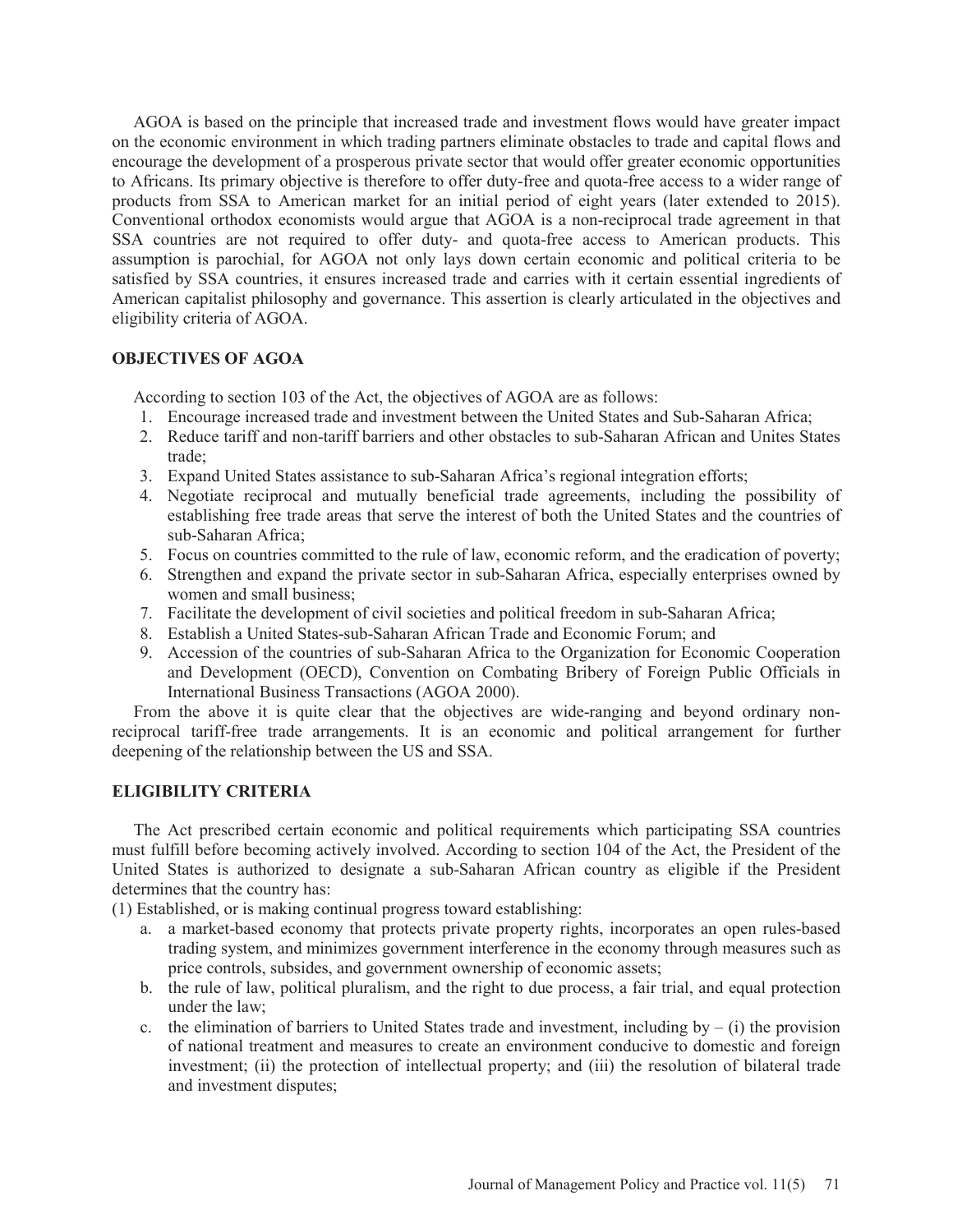AGOA is based on the principle that increased trade and investment flows would have greater impact on the economic environment in which trading partners eliminate obstacles to trade and capital flows and encourage the development of a prosperous private sector that would offer greater economic opportunities to Africans. Its primary objective is therefore to offer duty-free and quota-free access to a wider range of products from SSA to American market for an initial period of eight years (later extended to 2015). Conventional orthodox economists would argue that AGOA is a non-reciprocal trade agreement in that SSA countries are not required to offer duty- and quota-free access to American products. This assumption is parochial, for AGOA not only lays down certain economic and political criteria to be satisfied by SSA countries, it ensures increased trade and carries with it certain essential ingredients of American capitalist philosophy and governance. This assertion is clearly articulated in the objectives and eligibility criteria of AGOA.

## OBJECTIVES OF AGOA

According to section 103 of the Act, the objectives of AGOA are as follows:

1. Encourage increased trade and investment between the United States and Sub-Saharan Africa;
2. Reduce tariff and non-tariff barriers and other obstacles to sub-Saharan African and Unites States trade;
3. Expand United States assistance to sub-Saharan Africa's regional integration efforts;
4. Negotiate reciprocal and mutually beneficial trade agreements, including the possibility of establishing free trade areas that serve the interest of both the United States and the countries of sub-Saharan Africa;
5. Focus on countries committed to the rule of law, economic reform, and the eradication of poverty;
6. Strengthen and expand the private sector in sub-Saharan Africa, especially enterprises owned by women and small business;
7. Facilitate the development of civil societies and political freedom in sub-Saharan Africa;
8. Establish a United States-sub-Saharan African Trade and Economic Forum; and
9. Accession of the countries of sub-Saharan Africa to the Organization for Economic Cooperation and Development (OECD), Convention on Combating Bribery of Foreign Public Officials in International Business Transactions (AGOA 2000).

From the above it is quite clear that the objectives are wide-ranging and beyond ordinary non-reciprocal tariff-free trade arrangements. It is an economic and political arrangement for further deepening of the relationship between the US and SSA.

## ELIGIBILITY CRITERIA

The Act prescribed certain economic and political requirements which participating SSA countries must fulfill before becoming actively involved. According to section 104 of the Act, the President of the United States is authorized to designate a sub-Saharan African country as eligible if the President determines that the country has:

(1) Established, or is making continual progress toward establishing:

a. a market-based economy that protects private property rights, incorporates an open rules-based trading system, and minimizes government interference in the economy through measures such as price controls, subsides, and government ownership of economic assets;
b. the rule of law, political pluralism, and the right to due process, a fair trial, and equal protection under the law;
c. the elimination of barriers to United States trade and investment, including by – (i) the provision of national treatment and measures to create an environment conducive to domestic and foreign investment; (ii) the protection of intellectual property; and (iii) the resolution of bilateral trade and investment disputes;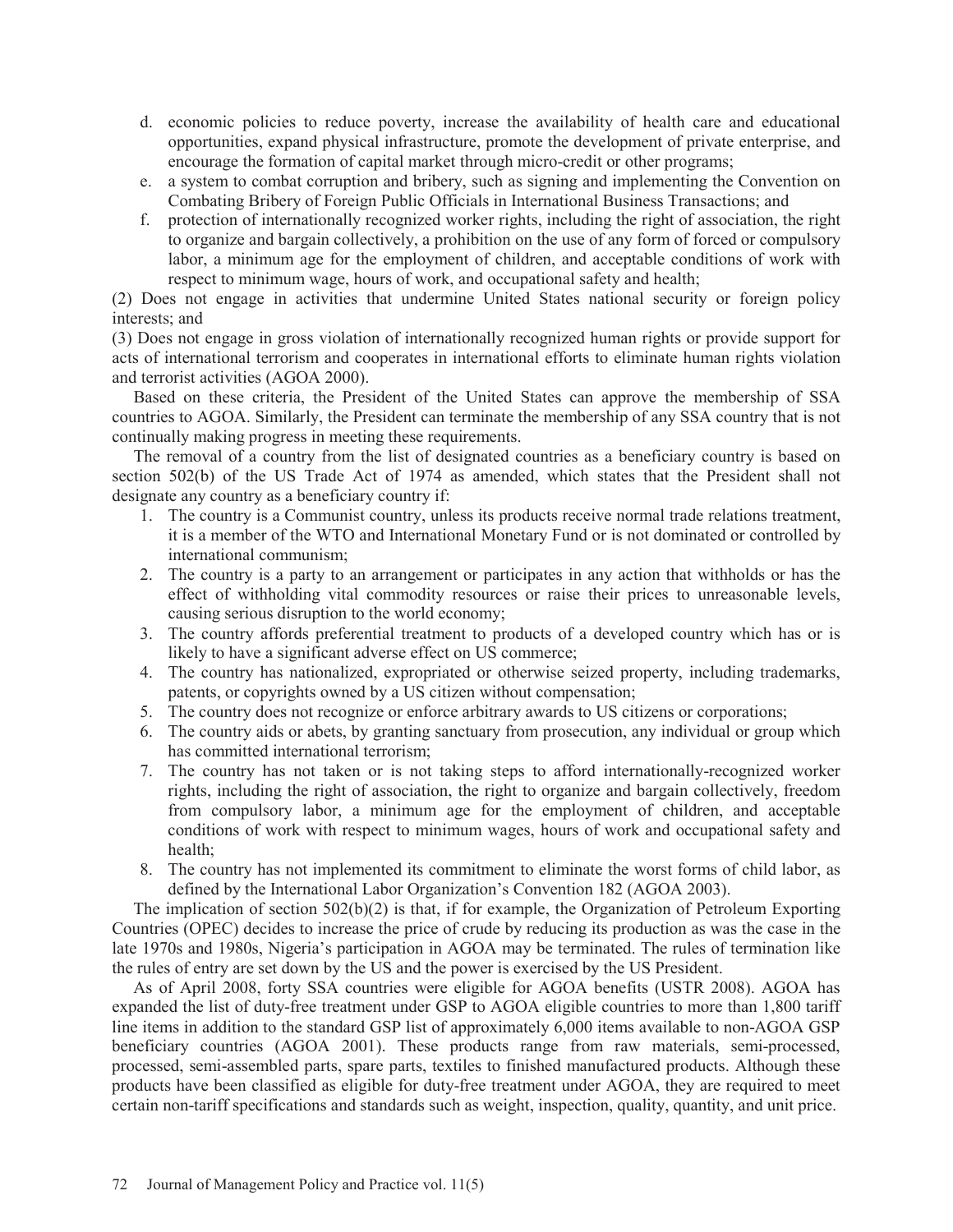d. economic policies to reduce poverty, increase the availability of health care and educational opportunities, expand physical infrastructure, promote the development of private enterprise, and encourage the formation of capital market through micro-credit or other programs;
e. a system to combat corruption and bribery, such as signing and implementing the Convention on Combating Bribery of Foreign Public Officials in International Business Transactions; and
f. protection of internationally recognized worker rights, including the right of association, the right to organize and bargain collectively, a prohibition on the use of any form of forced or compulsory labor, a minimum age for the employment of children, and acceptable conditions of work with respect to minimum wage, hours of work, and occupational safety and health;

(2) Does not engage in activities that undermine United States national security or foreign policy interests; and

(3) Does not engage in gross violation of internationally recognized human rights or provide support for acts of international terrorism and cooperates in international efforts to eliminate human rights violation and terrorist activities (AGOA 2000).

Based on these criteria, the President of the United States can approve the membership of SSA countries to AGOA. Similarly, the President can terminate the membership of any SSA country that is not continually making progress in meeting these requirements.

The removal of a country from the list of designated countries as a beneficiary country is based on section 502(b) of the US Trade Act of 1974 as amended, which states that the President shall not designate any country as a beneficiary country if:

1. The country is a Communist country, unless its products receive normal trade relations treatment, it is a member of the WTO and International Monetary Fund or is not dominated or controlled by international communism;
2. The country is a party to an arrangement or participates in any action that withholds or has the effect of withholding vital commodity resources or raise their prices to unreasonable levels, causing serious disruption to the world economy;
3. The country affords preferential treatment to products of a developed country which has or is likely to have a significant adverse effect on US commerce;
4. The country has nationalized, expropriated or otherwise seized property, including trademarks, patents, or copyrights owned by a US citizen without compensation;
5. The country does not recognize or enforce arbitrary awards to US citizens or corporations;
6. The country aids or abets, by granting sanctuary from prosecution, any individual or group which has committed international terrorism;
7. The country has not taken or is not taking steps to afford internationally-recognized worker rights, including the right of association, the right to organize and bargain collectively, freedom from compulsory labor, a minimum age for the employment of children, and acceptable conditions of work with respect to minimum wages, hours of work and occupational safety and health;
8. The country has not implemented its commitment to eliminate the worst forms of child labor, as defined by the International Labor Organization's Convention 182 (AGOA 2003).

The implication of section 502(b)(2) is that, if for example, the Organization of Petroleum Exporting Countries (OPEC) decides to increase the price of crude by reducing its production as was the case in the late 1970s and 1980s, Nigeria's participation in AGOA may be terminated. The rules of termination like the rules of entry are set down by the US and the power is exercised by the US President.

As of April 2008, forty SSA countries were eligible for AGOA benefits (USTR 2008). AGOA has expanded the list of duty-free treatment under GSP to AGOA eligible countries to more than 1,800 tariff line items in addition to the standard GSP list of approximately 6,000 items available to non-AGOA GSP beneficiary countries (AGOA 2001). These products range from raw materials, semi-processed, processed, semi-assembled parts, spare parts, textiles to finished manufactured products. Although these products have been classified as eligible for duty-free treatment under AGOA, they are required to meet certain non-tariff specifications and standards such as weight, inspection, quality, quantity, and unit price.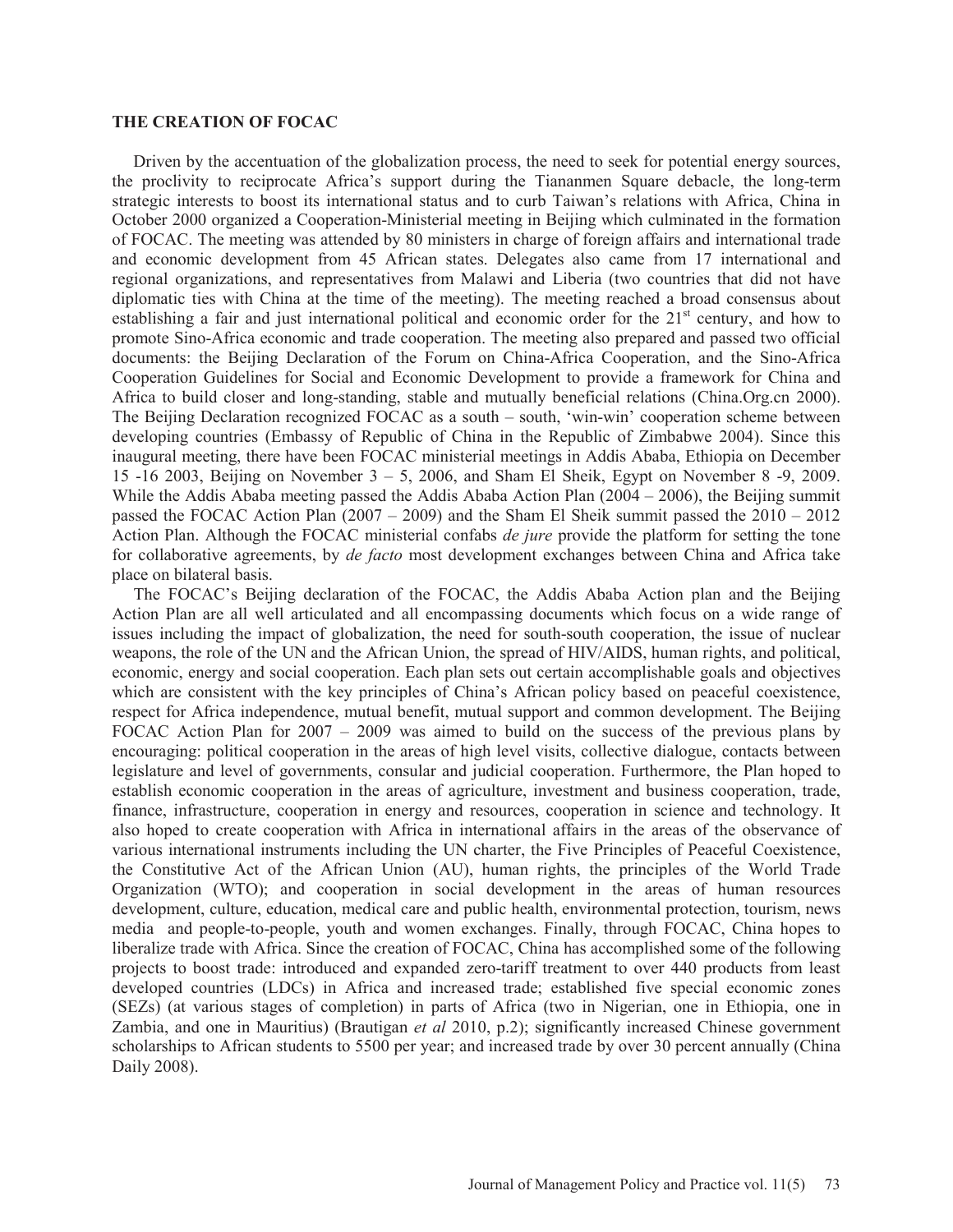## THE CREATION OF FOCAC

Driven by the accentuation of the globalization process, the need to seek for potential energy sources, the proclivity to reciprocate Africa's support during the Tiananmen Square debacle, the long-term strategic interests to boost its international status and to curb Taiwan's relations with Africa, China in October 2000 organized a Cooperation-Ministerial meeting in Beijing which culminated in the formation of FOCAC. The meeting was attended by 80 ministers in charge of foreign affairs and international trade and economic development from 45 African states. Delegates also came from 17 international and regional organizations, and representatives from Malawi and Liberia (two countries that did not have diplomatic ties with China at the time of the meeting). The meeting reached a broad consensus about establishing a fair and just international political and economic order for the 21st century, and how to promote Sino-Africa economic and trade cooperation. The meeting also prepared and passed two official documents: the Beijing Declaration of the Forum on China-Africa Cooperation, and the Sino-Africa Cooperation Guidelines for Social and Economic Development to provide a framework for China and Africa to build closer and long-standing, stable and mutually beneficial relations (China.Org.cn 2000). The Beijing Declaration recognized FOCAC as a south – south, 'win-win' cooperation scheme between developing countries (Embassy of Republic of China in the Republic of Zimbabwe 2004). Since this inaugural meeting, there have been FOCAC ministerial meetings in Addis Ababa, Ethiopia on December 15 -16 2003, Beijing on November 3 – 5, 2006, and Sham El Sheik, Egypt on November 8 -9, 2009. While the Addis Ababa meeting passed the Addis Ababa Action Plan (2004 – 2006), the Beijing summit passed the FOCAC Action Plan (2007 – 2009) and the Sham El Sheik summit passed the 2010 – 2012 Action Plan. Although the FOCAC ministerial confabs *de jure* provide the platform for setting the tone for collaborative agreements, by *de facto* most development exchanges between China and Africa take place on bilateral basis.

The FOCAC's Beijing declaration of the FOCAC, the Addis Ababa Action plan and the Beijing Action Plan are all well articulated and all encompassing documents which focus on a wide range of issues including the impact of globalization, the need for south-south cooperation, the issue of nuclear weapons, the role of the UN and the African Union, the spread of HIV/AIDS, human rights, and political, economic, energy and social cooperation. Each plan sets out certain accomplishable goals and objectives which are consistent with the key principles of China's African policy based on peaceful coexistence, respect for Africa independence, mutual benefit, mutual support and common development. The Beijing FOCAC Action Plan for 2007 – 2009 was aimed to build on the success of the previous plans by encouraging: political cooperation in the areas of high level visits, collective dialogue, contacts between legislature and level of governments, consular and judicial cooperation. Furthermore, the Plan hoped to establish economic cooperation in the areas of agriculture, investment and business cooperation, trade, finance, infrastructure, cooperation in energy and resources, cooperation in science and technology. It also hoped to create cooperation with Africa in international affairs in the areas of the observance of various international instruments including the UN charter, the Five Principles of Peaceful Coexistence, the Constitutive Act of the African Union (AU), human rights, the principles of the World Trade Organization (WTO); and cooperation in social development in the areas of human resources development, culture, education, medical care and public health, environmental protection, tourism, news media and people-to-people, youth and women exchanges. Finally, through FOCAC, China hopes to liberalize trade with Africa. Since the creation of FOCAC, China has accomplished some of the following projects to boost trade: introduced and expanded zero-tariff treatment to over 440 products from least developed countries (LDCs) in Africa and increased trade; established five special economic zones (SEZs) (at various stages of completion) in parts of Africa (two in Nigerian, one in Ethiopia, one in Zambia, and one in Mauritius) (Brautigan *et al* 2010, p.2); significantly increased Chinese government scholarships to African students to 5500 per year; and increased trade by over 30 percent annually (China Daily 2008).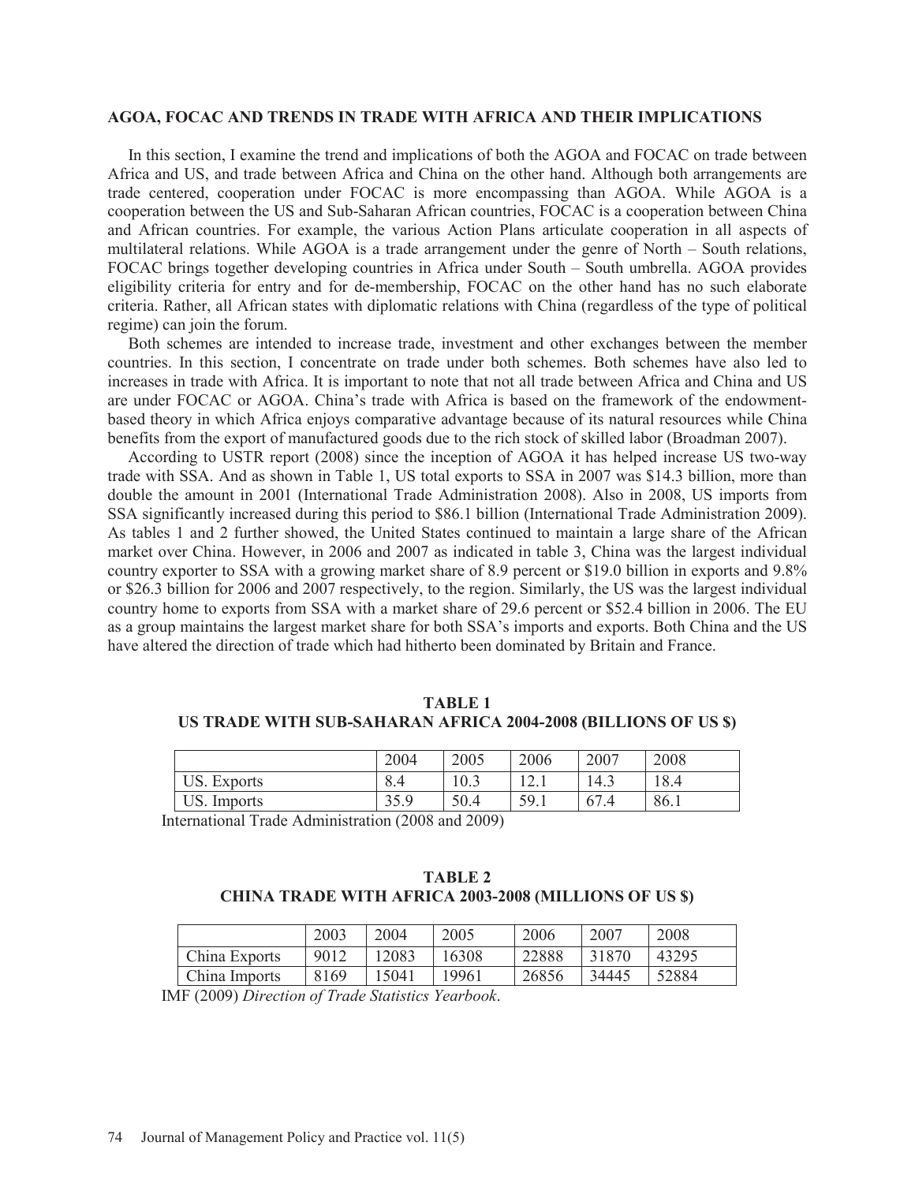## AGOA, FOCAC AND TRENDS IN TRADE WITH AFRICA AND THEIR IMPLICATIONS

In this section, I examine the trend and implications of both the AGOA and FOCAC on trade between Africa and US, and trade between Africa and China on the other hand. Although both arrangements are trade centered, cooperation under FOCAC is more encompassing than AGOA. While AGOA is a cooperation between the US and Sub-Saharan African countries, FOCAC is a cooperation between China and African countries. For example, the various Action Plans articulate cooperation in all aspects of multilateral relations. While AGOA is a trade arrangement under the genre of North – South relations, FOCAC brings together developing countries in Africa under South – South umbrella. AGOA provides eligibility criteria for entry and for de-membership, FOCAC on the other hand has no such elaborate criteria. Rather, all African states with diplomatic relations with China (regardless of the type of political regime) can join the forum.

Both schemes are intended to increase trade, investment and other exchanges between the member countries. In this section, I concentrate on trade under both schemes. Both schemes have also led to increases in trade with Africa. It is important to note that not all trade between Africa and China and US are under FOCAC or AGOA. China's trade with Africa is based on the framework of the endowment-based theory in which Africa enjoys comparative advantage because of its natural resources while China benefits from the export of manufactured goods due to the rich stock of skilled labor (Broadman 2007).

According to USTR report (2008) since the inception of AGOA it has helped increase US two-way trade with SSA. And as shown in Table 1, US total exports to SSA in 2007 was $14.3 billion, more than double the amount in 2001 (International Trade Administration 2008). Also in 2008, US imports from SSA significantly increased during this period to $86.1 billion (International Trade Administration 2009). As tables 1 and 2 further showed, the United States continued to maintain a large share of the African market over China. However, in 2006 and 2007 as indicated in table 3, China was the largest individual country exporter to SSA with a growing market share of 8.9 percent or $19.0 billion in exports and 9.8% or $26.3 billion for 2006 and 2007 respectively, to the region. Similarly, the US was the largest individual country home to exports from SSA with a market share of 29.6 percent or $52.4 billion in 2006. The EU as a group maintains the largest market share for both SSA's imports and exports. Both China and the US have altered the direction of trade which had hitherto been dominated by Britain and France.

**TABLE 1**
**US TRADE WITH SUB-SAHARAN AFRICA 2004-2008 (BILLIONS OF US $)**

| | 2004 | 2005 | 2006 | 2007 | 2008 |
|---|---|---|---|---|---|
| US. Exports | 8.4 | 10.3 | 12.1 | 14.3 | 18.4 |
| US. Imports | 35.9 | 50.4 | 59.1 | 67.4 | 86.1 |

International Trade Administration (2008 and 2009)

**TABLE 2**
**CHINA TRADE WITH AFRICA 2003-2008 (MILLIONS OF US $)**

| | 2003 | 2004 | 2005 | 2006 | 2007 | 2008 |
|---|---|---|---|---|---|---|
| China Exports | 9012 | 12083 | 16308 | 22888 | 31870 | 43295 |
| China Imports | 8169 | 15041 | 19961 | 26856 | 34445 | 52884 |

IMF (2009) *Direction of Trade Statistics Yearbook*.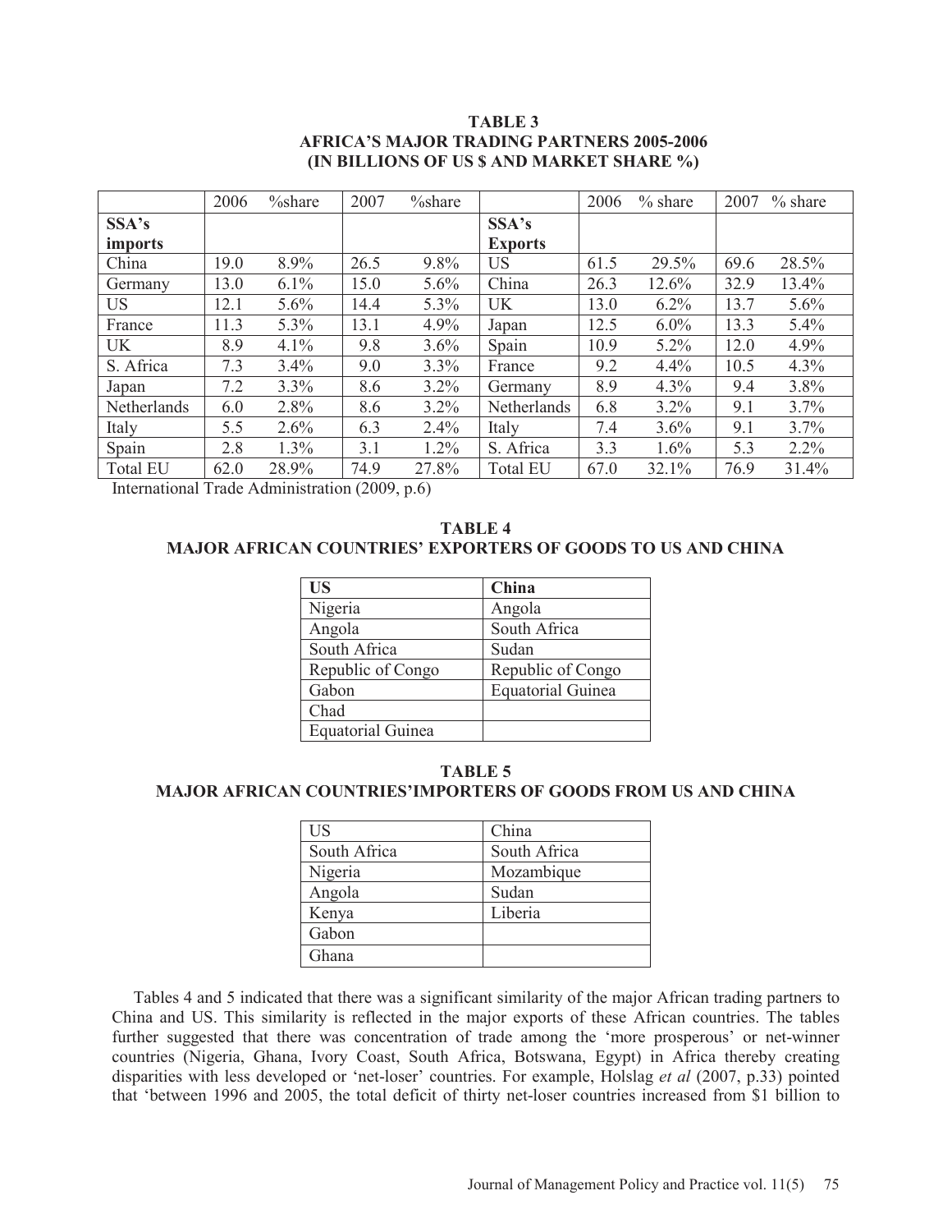**TABLE 3**
**AFRICA'S MAJOR TRADING PARTNERS 2005-2006**
**(IN BILLIONS OF US $ AND MARKET SHARE %)**

| | 2006 | %share | 2007 | %share | | 2006 | % share | 2007 | % share |
|---|---|---|---|---|---|---|---|---|---|
| **SSA's imports** | | | | | **SSA's Exports** | | | | |
| China | 19.0 | 8.9% | 26.5 | 9.8% | US | 61.5 | 29.5% | 69.6 | 28.5% |
| Germany | 13.0 | 6.1% | 15.0 | 5.6% | China | 26.3 | 12.6% | 32.9 | 13.4% |
| US | 12.1 | 5.6% | 14.4 | 5.3% | UK | 13.0 | 6.2% | 13.7 | 5.6% |
| France | 11.3 | 5.3% | 13.1 | 4.9% | Japan | 12.5 | 6.0% | 13.3 | 5.4% |
| UK | 8.9 | 4.1% | 9.8 | 3.6% | Spain | 10.9 | 5.2% | 12.0 | 4.9% |
| S. Africa | 7.3 | 3.4% | 9.0 | 3.3% | France | 9.2 | 4.4% | 10.5 | 4.3% |
| Japan | 7.2 | 3.3% | 8.6 | 3.2% | Germany | 8.9 | 4.3% | 9.4 | 3.8% |
| Netherlands | 6.0 | 2.8% | 8.6 | 3.2% | Netherlands | 6.8 | 3.2% | 9.1 | 3.7% |
| Italy | 5.5 | 2.6% | 6.3 | 2.4% | Italy | 7.4 | 3.6% | 9.1 | 3.7% |
| Spain | 2.8 | 1.3% | 3.1 | 1.2% | S. Africa | 3.3 | 1.6% | 5.3 | 2.2% |
| Total EU | 62.0 | 28.9% | 74.9 | 27.8% | Total EU | 67.0 | 32.1% | 76.9 | 31.4% |

International Trade Administration (2009, p.6)

**TABLE 4**
**MAJOR AFRICAN COUNTRIES' EXPORTERS OF GOODS TO US AND CHINA**

| US | China |
|---|---|
| Nigeria | Angola |
| Angola | South Africa |
| South Africa | Sudan |
| Republic of Congo | Republic of Congo |
| Gabon | Equatorial Guinea |
| Chad | |
| Equatorial Guinea | |

**TABLE 5**
**MAJOR AFRICAN COUNTRIES'IMPORTERS OF GOODS FROM US AND CHINA**

| US | China |
|---|---|
| South Africa | South Africa |
| Nigeria | Mozambique |
| Angola | Sudan |
| Kenya | Liberia |
| Gabon | |
| Ghana | |

Tables 4 and 5 indicated that there was a significant similarity of the major African trading partners to China and US. This similarity is reflected in the major exports of these African countries. The tables further suggested that there was concentration of trade among the 'more prosperous' or net-winner countries (Nigeria, Ghana, Ivory Coast, South Africa, Botswana, Egypt) in Africa thereby creating disparities with less developed or 'net-loser' countries. For example, Holslag *et al* (2007, p.33) pointed that 'between 1996 and 2005, the total deficit of thirty net-loser countries increased from $1 billion to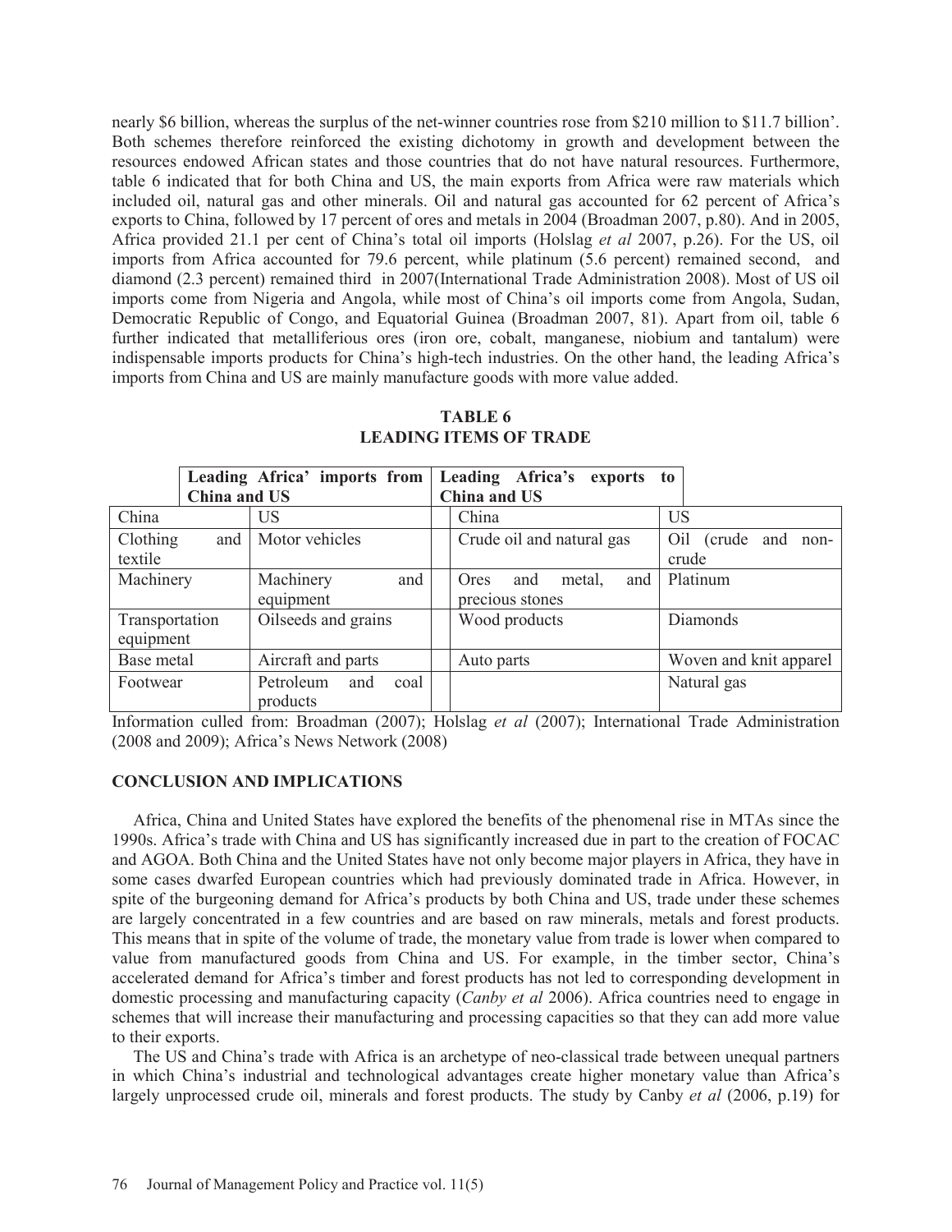nearly \$6 billion, whereas the surplus of the net-winner countries rose from \$210 million to \$11.7 billion'. Both schemes therefore reinforced the existing dichotomy in growth and development between the resources endowed African states and those countries that do not have natural resources. Furthermore, table 6 indicated that for both China and US, the main exports from Africa were raw materials which included oil, natural gas and other minerals. Oil and natural gas accounted for 62 percent of Africa's exports to China, followed by 17 percent of ores and metals in 2004 (Broadman 2007, p.80). And in 2005, Africa provided 21.1 per cent of China's total oil imports (Holslag *et al* 2007, p.26). For the US, oil imports from Africa accounted for 79.6 percent, while platinum (5.6 percent) remained second, and diamond (2.3 percent) remained third in 2007(International Trade Administration 2008). Most of US oil imports come from Nigeria and Angola, while most of China's oil imports come from Angola, Sudan, Democratic Republic of Congo, and Equatorial Guinea (Broadman 2007, 81). Apart from oil, table 6 further indicated that metalliferious ores (iron ore, cobalt, manganese, niobium and tantalum) were indispensable imports products for China's high-tech industries. On the other hand, the leading Africa's imports from China and US are mainly manufacture goods with more value added.

**TABLE 6**
**LEADING ITEMS OF TRADE**

| **Leading Africa' imports from China and US** | | **Leading Africa's exports to China and US** | |
|---|---|---|---|
| China | US | China | US |
| Clothing and textile | Motor vehicles | Crude oil and natural gas | Oil (crude and non-crude |
| Machinery | Machinery and equipment | Ores and metal, and precious stones | Platinum |
| Transportation equipment | Oilseeds and grains | Wood products | Diamonds |
| Base metal | Aircraft and parts | Auto parts | Woven and knit apparel |
| Footwear | Petroleum and coal products | | Natural gas |

Information culled from: Broadman (2007); Holslag *et al* (2007); International Trade Administration (2008 and 2009); Africa's News Network (2008)

## CONCLUSION AND IMPLICATIONS

Africa, China and United States have explored the benefits of the phenomenal rise in MTAs since the 1990s. Africa's trade with China and US has significantly increased due in part to the creation of FOCAC and AGOA. Both China and the United States have not only become major players in Africa, they have in some cases dwarfed European countries which had previously dominated trade in Africa. However, in spite of the burgeoning demand for Africa's products by both China and US, trade under these schemes are largely concentrated in a few countries and are based on raw minerals, metals and forest products. This means that in spite of the volume of trade, the monetary value from trade is lower when compared to value from manufactured goods from China and US. For example, in the timber sector, China's accelerated demand for Africa's timber and forest products has not led to corresponding development in domestic processing and manufacturing capacity (*Canby et al* 2006). Africa countries need to engage in schemes that will increase their manufacturing and processing capacities so that they can add more value to their exports.

The US and China's trade with Africa is an archetype of neo-classical trade between unequal partners in which China's industrial and technological advantages create higher monetary value than Africa's largely unprocessed crude oil, minerals and forest products. The study by Canby *et al* (2006, p.19) for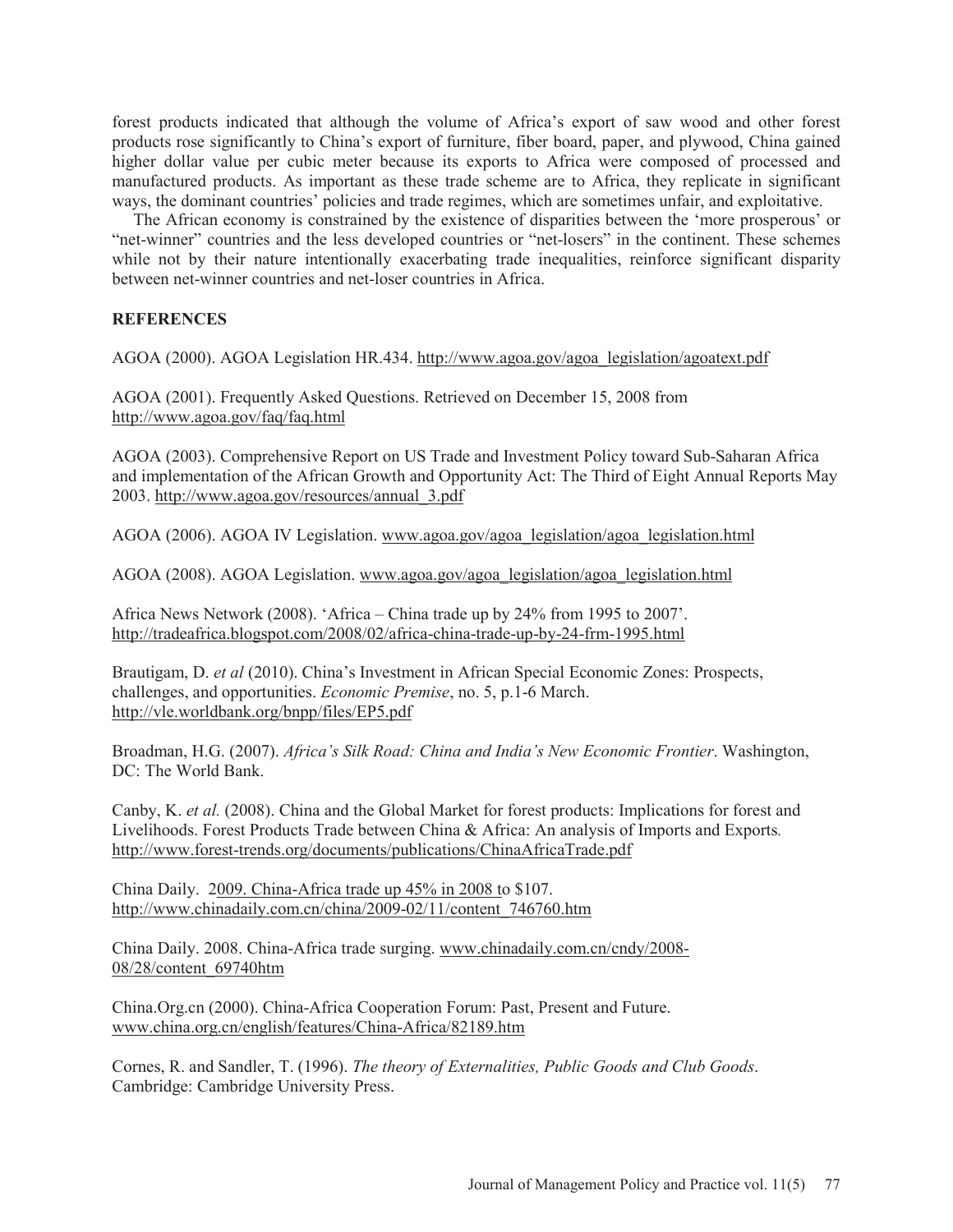forest products indicated that although the volume of Africa's export of saw wood and other forest products rose significantly to China's export of furniture, fiber board, paper, and plywood, China gained higher dollar value per cubic meter because its exports to Africa were composed of processed and manufactured products. As important as these trade scheme are to Africa, they replicate in significant ways, the dominant countries' policies and trade regimes, which are sometimes unfair, and exploitative.

The African economy is constrained by the existence of disparities between the 'more prosperous' or "net-winner" countries and the less developed countries or "net-losers" in the continent. These schemes while not by their nature intentionally exacerbating trade inequalities, reinforce significant disparity between net-winner countries and net-loser countries in Africa.

## REFERENCES

AGOA (2000). AGOA Legislation HR.434. http://www.agoa.gov/agoa_legislation/agoatext.pdf

AGOA (2001). Frequently Asked Questions. Retrieved on December 15, 2008 from http://www.agoa.gov/faq/faq.html

AGOA (2003). Comprehensive Report on US Trade and Investment Policy toward Sub-Saharan Africa and implementation of the African Growth and Opportunity Act: The Third of Eight Annual Reports May 2003. http://www.agoa.gov/resources/annual_3.pdf

AGOA (2006). AGOA IV Legislation. www.agoa.gov/agoa_legislation/agoa_legislation.html

AGOA (2008). AGOA Legislation. www.agoa.gov/agoa_legislation/agoa_legislation.html

Africa News Network (2008). 'Africa – China trade up by 24% from 1995 to 2007'. http://tradeafrica.blogspot.com/2008/02/africa-china-trade-up-by-24-frm-1995.html

Brautigam, D. *et al* (2010). China's Investment in African Special Economic Zones: Prospects, challenges, and opportunities. *Economic Premise*, no. 5, p.1-6 March. http://vle.worldbank.org/bnpp/files/EP5.pdf

Broadman, H.G. (2007). *Africa's Silk Road: China and India's New Economic Frontier*. Washington, DC: The World Bank.

Canby, K. *et al.* (2008). China and the Global Market for forest products: Implications for forest and Livelihoods. Forest Products Trade between China & Africa: An analysis of Imports and Exports. http://www.forest-trends.org/documents/publications/ChinaAfricaTrade.pdf

China Daily. 2009. China-Africa trade up 45% in 2008 to $107. http://www.chinadaily.com.cn/china/2009-02/11/content_746760.htm

China Daily. 2008. China-Africa trade surging. www.chinadaily.com.cn/cndy/2008-08/28/content_69740htm

China.Org.cn (2000). China-Africa Cooperation Forum: Past, Present and Future. www.china.org.cn/english/features/China-Africa/82189.htm

Cornes, R. and Sandler, T. (1996). *The theory of Externalities, Public Goods and Club Goods*. Cambridge: Cambridge University Press.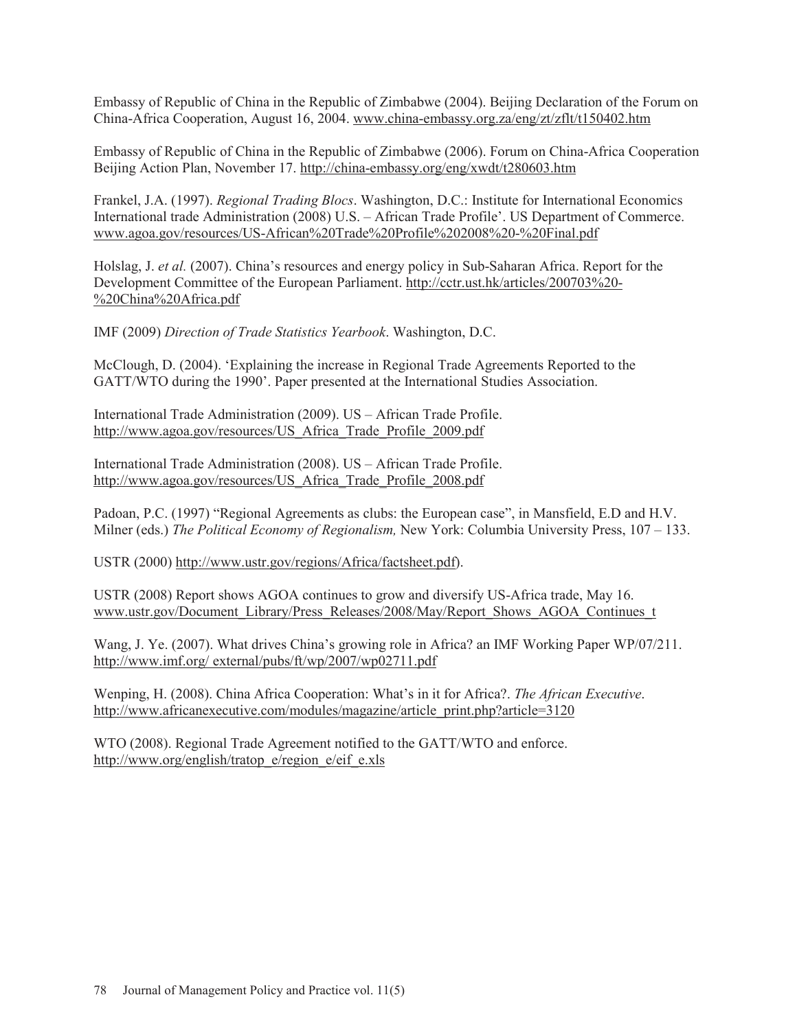Embassy of Republic of China in the Republic of Zimbabwe (2004). Beijing Declaration of the Forum on China-Africa Cooperation, August 16, 2004. www.china-embassy.org.za/eng/zt/zflt/t150402.htm

Embassy of Republic of China in the Republic of Zimbabwe (2006). Forum on China-Africa Cooperation Beijing Action Plan, November 17. http://china-embassy.org/eng/xwdt/t280603.htm

Frankel, J.A. (1997). *Regional Trading Blocs*. Washington, D.C.: Institute for International Economics International trade Administration (2008) U.S. – African Trade Profile'. US Department of Commerce. www.agoa.gov/resources/US-African%20Trade%20Profile%202008%20-%20Final.pdf

Holslag, J. *et al.* (2007). China's resources and energy policy in Sub-Saharan Africa. Report for the Development Committee of the European Parliament. http://cctr.ust.hk/articles/200703%20-%20China%20Africa.pdf

IMF (2009) *Direction of Trade Statistics Yearbook*. Washington, D.C.

McClough, D. (2004). 'Explaining the increase in Regional Trade Agreements Reported to the GATT/WTO during the 1990'. Paper presented at the International Studies Association.

International Trade Administration (2009). US – African Trade Profile. http://www.agoa.gov/resources/US_Africa_Trade_Profile_2009.pdf

International Trade Administration (2008). US – African Trade Profile. http://www.agoa.gov/resources/US_Africa_Trade_Profile_2008.pdf

Padoan, P.C. (1997) "Regional Agreements as clubs: the European case", in Mansfield, E.D and H.V. Milner (eds.) *The Political Economy of Regionalism,* New York: Columbia University Press, 107 – 133.

USTR (2000) http://www.ustr.gov/regions/Africa/factsheet.pdf).

USTR (2008) Report shows AGOA continues to grow and diversify US-Africa trade, May 16. www.ustr.gov/Document_Library/Press_Releases/2008/May/Report_Shows_AGOA_Continues_t

Wang, J. Ye. (2007). What drives China's growing role in Africa? an IMF Working Paper WP/07/211. http://www.imf.org/ external/pubs/ft/wp/2007/wp02711.pdf

Wenping, H. (2008). China Africa Cooperation: What's in it for Africa?. *The African Executive*. http://www.africanexecutive.com/modules/magazine/article_print.php?article=3120

WTO (2008). Regional Trade Agreement notified to the GATT/WTO and enforce. http://www.org/english/tratop_e/region_e/eif_e.xls